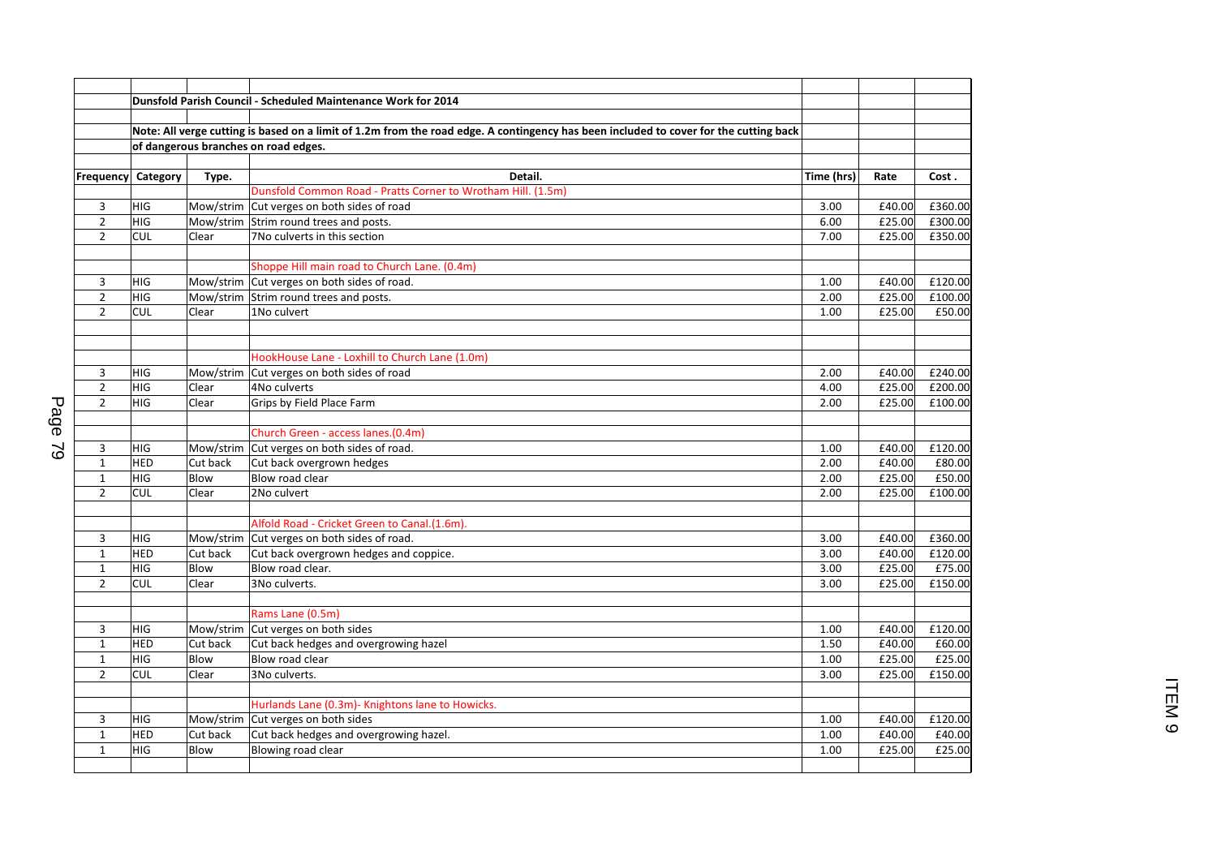**Dunsfold Parish Council - Scheduled Maintenance Work for 2014**

**Note: All verge cutting is based on a limit of 1.2m from the road edge. A contingency has been included to cover for the cutting back of dangerous branches on road edges.**

| Frequency | Category | Type. | Detail. | Time (hrs) | Rate | Cost . |
|---|---|---|---|---|---|---|
| | | | Dunsfold Common Road - Pratts Corner to Wrotham Hill. (1.5m) | | | |
| 3 | HIG | Mow/strim | Cut verges on both sides of road | 3.00 | £40.00 | £360.00 |
| 2 | HIG | Mow/strim | Strim round trees and posts. | 6.00 | £25.00 | £300.00 |
| 2 | CUL | Clear | 7No culverts in this section | 7.00 | £25.00 | £350.00 |
| | | | | | | |
| | | | Shoppe Hill main road to Church Lane. (0.4m) | | | |
| 3 | HIG | Mow/strim | Cut verges on both sides of road. | 1.00 | £40.00 | £120.00 |
| 2 | HIG | Mow/strim | Strim round trees and posts. | 2.00 | £25.00 | £100.00 |
| 2 | CUL | Clear | 1No culvert | 1.00 | £25.00 | £50.00 |
| | | | | | | |
| | | | HookHouse Lane - Loxhill to Church Lane (1.0m) | | | |
| 3 | HIG | Mow/strim | Cut verges on both sides of road | 2.00 | £40.00 | £240.00 |
| 2 | HIG | Clear | 4No culverts | 4.00 | £25.00 | £200.00 |
| 2 | HIG | Clear | Grips by Field Place Farm | 2.00 | £25.00 | £100.00 |
| | | | | | | |
| | | | Church Green - access lanes.(0.4m) | | | |
| 3 | HIG | Mow/strim | Cut verges on both sides of road. | 1.00 | £40.00 | £120.00 |
| 1 | HED | Cut back | Cut back overgrown hedges | 2.00 | £40.00 | £80.00 |
| 1 | HIG | Blow | Blow road clear | 2.00 | £25.00 | £50.00 |
| 2 | CUL | Clear | 2No culvert | 2.00 | £25.00 | £100.00 |
| | | | | | | |
| | | | Alfold Road - Cricket Green to Canal.(1.6m). | | | |
| 3 | HIG | Mow/strim | Cut verges on both sides of road. | 3.00 | £40.00 | £360.00 |
| 1 | HED | Cut back | Cut back overgrown hedges and coppice. | 3.00 | £40.00 | £120.00 |
| 1 | HIG | Blow | Blow road clear. | 3.00 | £25.00 | £75.00 |
| 2 | CUL | Clear | 3No culverts. | 3.00 | £25.00 | £150.00 |
| | | | | | | |
| | | | Rams Lane (0.5m) | | | |
| 3 | HIG | Mow/strim | Cut verges on both sides | 1.00 | £40.00 | £120.00 |
| 1 | HED | Cut back | Cut back hedges and overgrowing hazel | 1.50 | £40.00 | £60.00 |
| 1 | HIG | Blow | Blow road clear | 1.00 | £25.00 | £25.00 |
| 2 | CUL | Clear | 3No culverts. | 3.00 | £25.00 | £150.00 |
| | | | | | | |
| | | | Hurlands Lane (0.3m)- Knightons lane to Howicks. | | | |
| 3 | HIG | Mow/strim | Cut verges on both sides | 1.00 | £40.00 | £120.00 |
| 1 | HED | Cut back | Cut back hedges and overgrowing hazel. | 1.00 | £40.00 | £40.00 |
| 1 | HIG | Blow | Blowing road clear | 1.00 | £25.00 | £25.00 |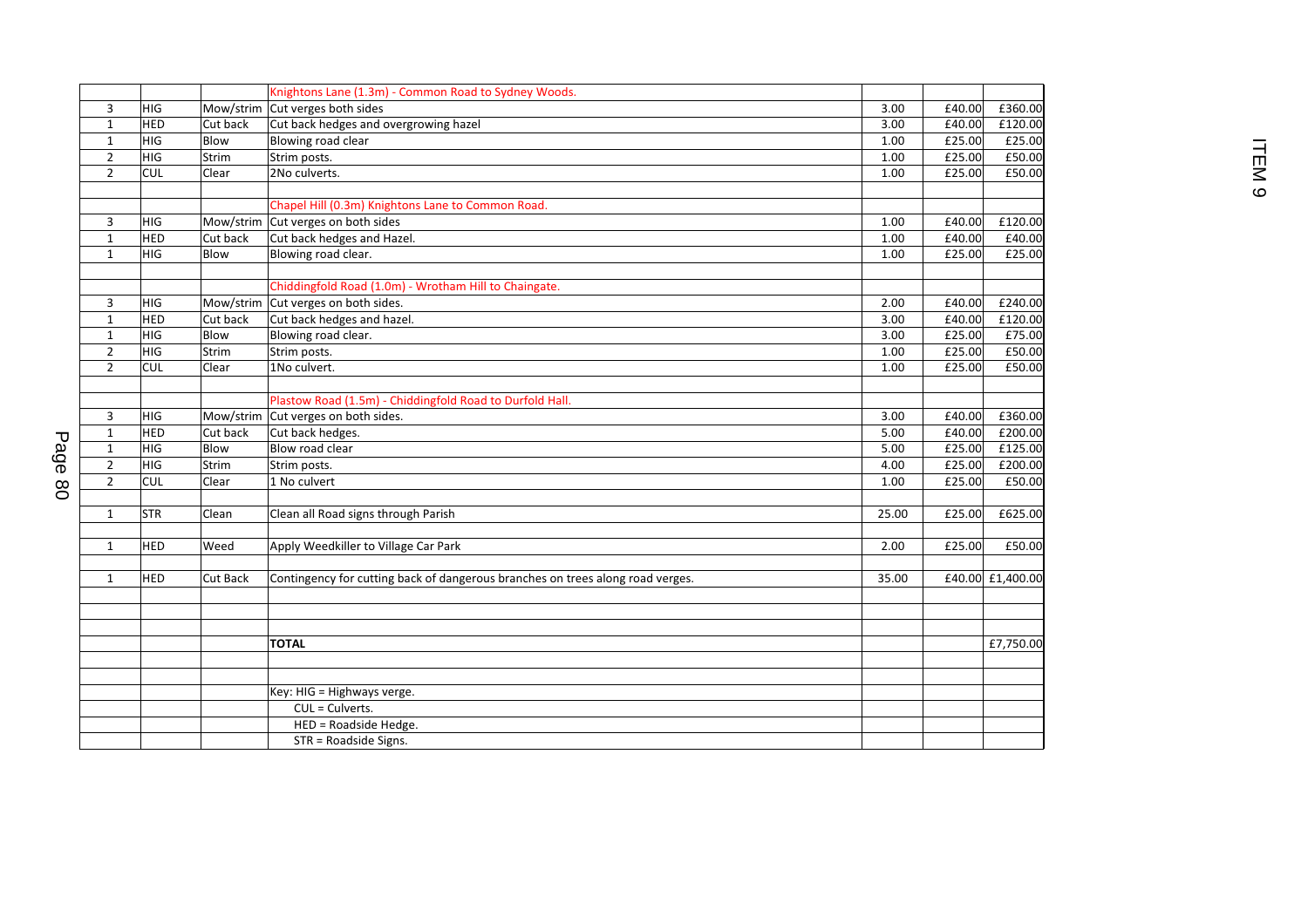| | | | | | | |
|---|---|---|---|---|---|---|
| | | | Knightons Lane (1.3m) - Common Road to Sydney Woods. | | | |
| 3 | HIG | Mow/strim | Cut verges both sides | 3.00 | £40.00 | £360.00 |
| 1 | HED | Cut back | Cut back hedges and overgrowing hazel | 3.00 | £40.00 | £120.00 |
| 1 | HIG | Blow | Blowing road clear | 1.00 | £25.00 | £25.00 |
| 2 | HIG | Strim | Strim posts. | 1.00 | £25.00 | £50.00 |
| 2 | CUL | Clear | 2No culverts. | 1.00 | £25.00 | £50.00 |
| | | | | | | |
| | | | Chapel Hill (0.3m) Knightons Lane to Common Road. | | | |
| 3 | HIG | Mow/strim | Cut verges on both sides | 1.00 | £40.00 | £120.00 |
| 1 | HED | Cut back | Cut back hedges and Hazel. | 1.00 | £40.00 | £40.00 |
| 1 | HIG | Blow | Blowing road clear. | 1.00 | £25.00 | £25.00 |
| | | | | | | |
| | | | Chiddingfold Road (1.0m) - Wrotham Hill to Chaingate. | | | |
| 3 | HIG | Mow/strim | Cut verges on both sides. | 2.00 | £40.00 | £240.00 |
| 1 | HED | Cut back | Cut back hedges and hazel. | 3.00 | £40.00 | £120.00 |
| 1 | HIG | Blow | Blowing road clear. | 3.00 | £25.00 | £75.00 |
| 2 | HIG | Strim | Strim posts. | 1.00 | £25.00 | £50.00 |
| 2 | CUL | Clear | 1No culvert. | 1.00 | £25.00 | £50.00 |
| | | | | | | |
| | | | Plastow Road (1.5m) - Chiddingfold Road to Durfold Hall. | | | |
| 3 | HIG | Mow/strim | Cut verges on both sides. | 3.00 | £40.00 | £360.00 |
| 1 | HED | Cut back | Cut back hedges. | 5.00 | £40.00 | £200.00 |
| 1 | HIG | Blow | Blow road clear | 5.00 | £25.00 | £125.00 |
| 2 | HIG | Strim | Strim posts. | 4.00 | £25.00 | £200.00 |
| 2 | CUL | Clear | 1 No culvert | 1.00 | £25.00 | £50.00 |
| | | | | | | |
| 1 | STR | Clean | Clean all Road signs through Parish | 25.00 | £25.00 | £625.00 |
| | | | | | | |
| 1 | HED | Weed | Apply Weedkiller to Village Car Park | 2.00 | £25.00 | £50.00 |
| | | | | | | |
| 1 | HED | Cut Back | Contingency for cutting back of dangerous branches on trees along road verges. | 35.00 | £40.00 | £1,400.00 |
| | | | | | | |
| | | | | | | |
| | | | | | | |
| | | | **TOTAL** | | | £7,750.00 |
| | | | | | | |
| | | | | | | |
| | | | Key: HIG = Highways verge. | | | |
| | | | CUL = Culverts. | | | |
| | | | HED = Roadside Hedge. | | | |
| | | | STR = Roadside Signs. | | | |